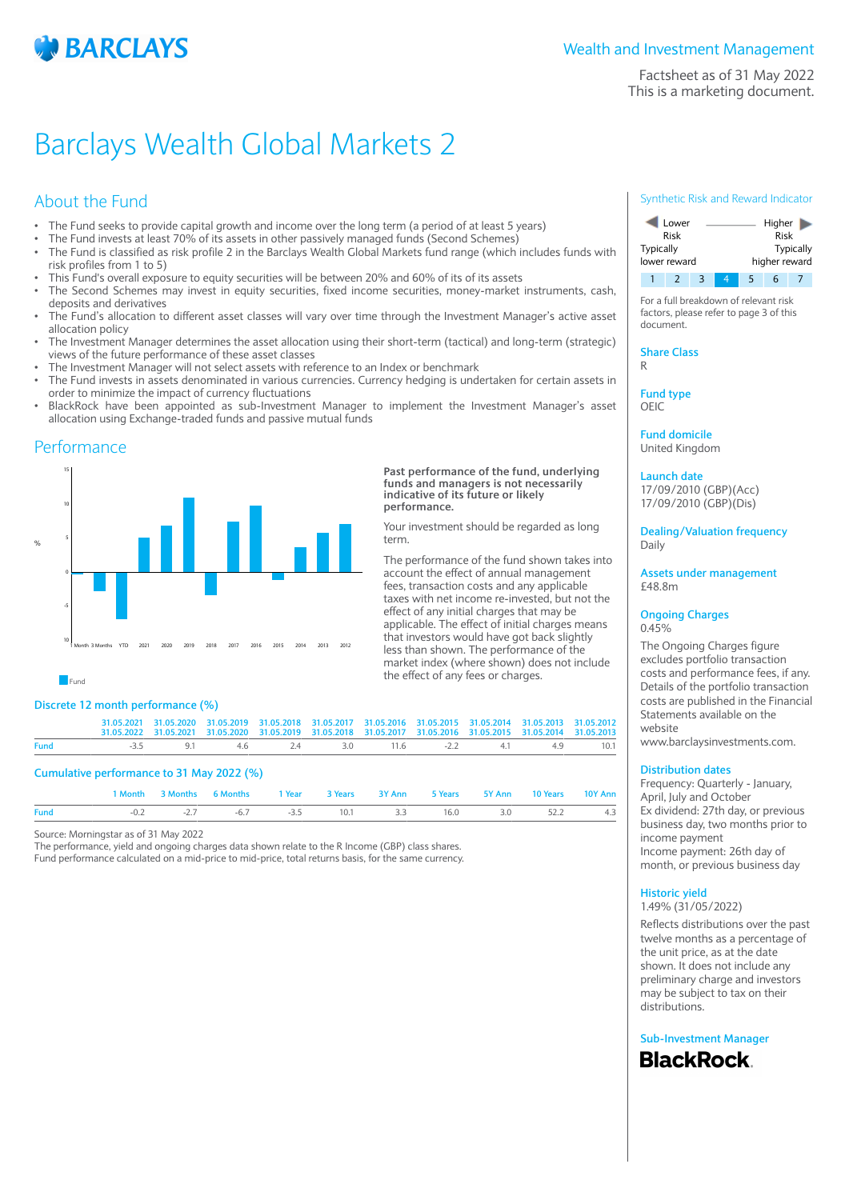# Barclays Wealth Global Markets 2

Wealth and Investment Management

Factsheet as of 31 May 2022

This is a marketing document.

## About the Fund

- The Fund seeks to provide capital growth and income over the long term (a period of at least 5 years)
- The Fund invests at least 70% of its assets in other passively managed funds (Second Schemes)
- The Fund is classified as risk profile 2 in the Barclays Wealth Global Markets fund range (which includes funds with risk profiles from 1 to 5)
- This Fund's overall exposure to equity securities will be between 20% and 60% of its assets
- The Second Schemes may invest in equity securities, fixed income securities, money-market instruments, cash, deposits and derivatives
- The Fund's allocation to different asset classes will vary over time through the Investment Manager's active asset allocation policy
- The Investment Manager determines the asset allocation using their short-term (tactical) and long-term (strategic) views of the future performance of these asset classes
- The Investment Manager will not select assets with reference to an Index or benchmark
- The Fund invests in assets denominated in various currencies. Currency hedging is undertaken for certain assets in order to minimize the impact of currency fluctuations
- BlackRock have been appointed as sub-Investment Manager to implement the Investment Manager's asset allocation using Exchange-traded funds and passive mutual funds

## Performance

**Past performance of the fund, underlying funds and managers is not necessarily indicative of its future or likely performance.**

Your investment should be regarded as long term.

The performance of the fund shown takes into account the effect of annual management fees, transaction costs and any applicable taxes with net income re-invested, but not the effect of any initial charges that may be applicable. The effect of initial charges means that investors would have got back slightly less than shown. The performance of the market index (where shown) does not include the effect of any fees or charges.

### Discrete 12 month performance (%)

| | 31.05.2021 31.05.2022 | 31.05.2020 31.05.2021 | 31.05.2019 31.05.2020 | 31.05.2018 31.05.2019 | 31.05.2017 31.05.2018 | 31.05.2016 31.05.2017 | 31.05.2015 31.05.2016 | 31.05.2014 31.05.2015 | 31.05.2013 31.05.2014 | 31.05.2012 31.05.2013 |
|---|---|---|---|---|---|---|---|---|---|---|
| Fund | -3.5 | 9.1 | 4.6 | 2.4 | 3.0 | 11.6 | -2.2 | 4.1 | 4.9 | 10.1 |

### Cumulative performance to 31 May 2022 (%)

| | 1 Month | 3 Months | 6 Months | 1 Year | 3 Years | 3Y Ann | 5 Years | 5Y Ann | 10 Years | 10Y Ann |
|---|---|---|---|---|---|---|---|---|---|---|
| Fund | -0.2 | -2.7 | -6.7 | -3.5 | 10.1 | 3.3 | 16.0 | 3.0 | 52.2 | 4.3 |

Source: Morningstar as of 31 May 2022

The performance, yield and ongoing charges data shown relate to the R Income (GBP) class shares.

Fund performance calculated on a mid-price to mid-price, total returns basis, for the same currency.

### Synthetic Risk and Reward Indicator

Lower Risk — Typically lower reward | Higher Risk — Typically higher reward

1 | 2 | 3 | **4** | 5 | 6 | 7

For a full breakdown of relevant risk factors, please refer to page 3 of this document.

**Share Class**
R

**Fund type**
OEIC

**Fund domicile**
United Kingdom

**Launch date**
17/09/2010 (GBP)(Acc)
17/09/2010 (GBP)(Dis)

**Dealing/Valuation frequency**
Daily

**Assets under management**
£48.8m

**Ongoing Charges**
0.45%

The Ongoing Charges figure excludes portfolio transaction costs and performance fees, if any. Details of the portfolio transaction costs are published in the Financial Statements available on the website www.barclaysinvestments.com.

**Distribution dates**
Frequency: Quarterly - January, April, July and October
Ex dividend: 27th day, or previous business day, two months prior to income payment
Income payment: 26th day of month, or previous business day

**Historic yield**
1.49% (31/05/2022)

Reflects distributions over the past twelve months as a percentage of the unit price, as at the date shown. It does not include any preliminary charge and investors may be subject to tax on their distributions.

**Sub-Investment Manager**
BlackRock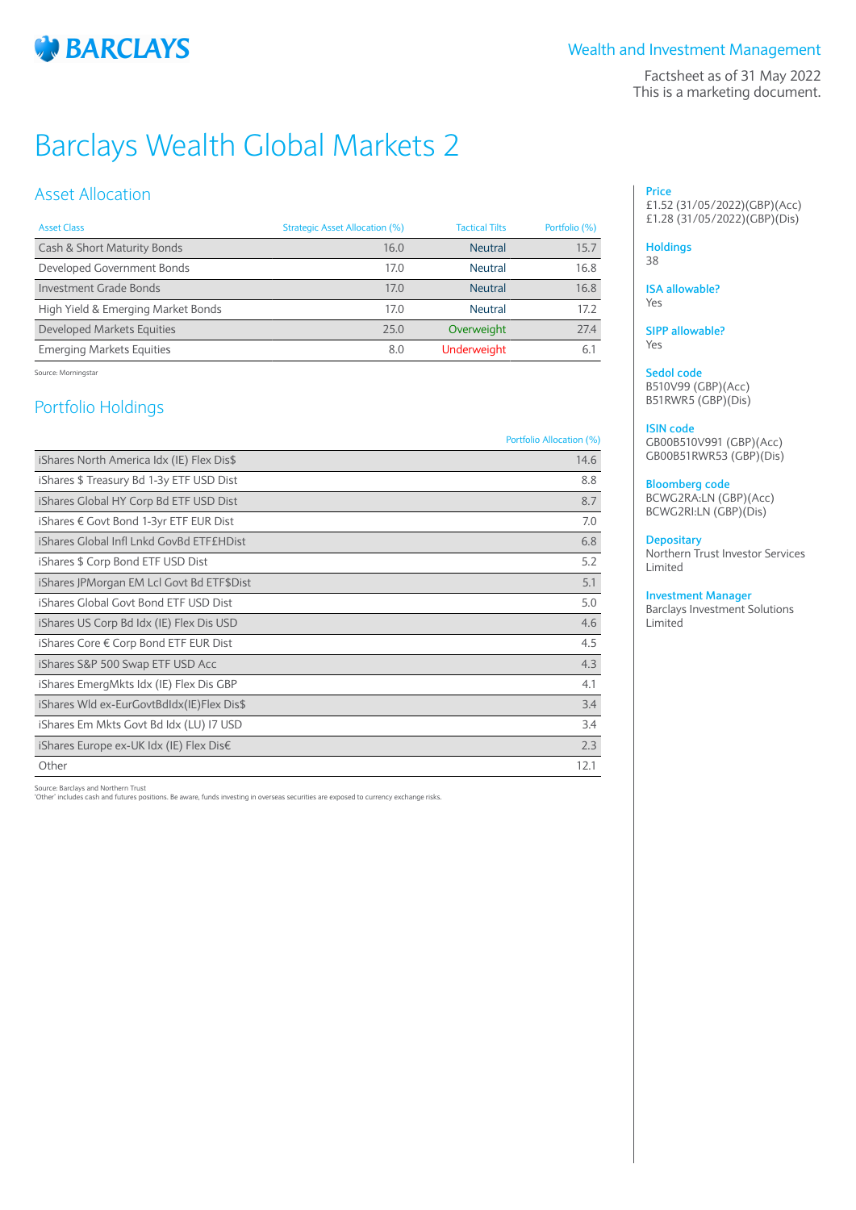Wealth and Investment Management

Factsheet as of 31 May 2022
This is a marketing document.

# Barclays Wealth Global Markets 2

## Asset Allocation

| Asset Class | Strategic Asset Allocation (%) | Tactical Tilts | Portfolio (%) |
|---|---|---|---|
| Cash & Short Maturity Bonds | 16.0 | Neutral | 15.7 |
| Developed Government Bonds | 17.0 | Neutral | 16.8 |
| Investment Grade Bonds | 17.0 | Neutral | 16.8 |
| High Yield & Emerging Market Bonds | 17.0 | Neutral | 17.2 |
| Developed Markets Equities | 25.0 | Overweight | 27.4 |
| Emerging Markets Equities | 8.0 | Underweight | 6.1 |

Source: Morningstar

## Portfolio Holdings

| | Portfolio Allocation (%) |
|---|---|
| iShares North America Idx (IE) Flex Dis$ | 14.6 |
| iShares $ Treasury Bd 1-3y ETF USD Dist | 8.8 |
| iShares Global HY Corp Bd ETF USD Dist | 8.7 |
| iShares € Govt Bond 1-3yr ETF EUR Dist | 7.0 |
| iShares Global Infl Lnkd GovBd ETF£HDist | 6.8 |
| iShares $ Corp Bond ETF USD Dist | 5.2 |
| iShares JPMorgan EM Lcl Govt Bd ETF$Dist | 5.1 |
| iShares Global Govt Bond ETF USD Dist | 5.0 |
| iShares US Corp Bd Idx (IE) Flex Dis USD | 4.6 |
| iShares Core € Corp Bond ETF EUR Dist | 4.5 |
| iShares S&P 500 Swap ETF USD Acc | 4.3 |
| iShares EmergMkts Idx (IE) Flex Dis GBP | 4.1 |
| iShares Wld ex-EurGovtBdIdx(IE)Flex Dis$ | 3.4 |
| iShares Em Mkts Govt Bd Idx (LU) I7 USD | 3.4 |
| iShares Europe ex-UK Idx (IE) Flex Dis€ | 2.3 |
| Other | 12.1 |

Source: Barclays and Northern Trust
'Other' includes cash and futures positions. Be aware, funds investing in overseas securities are exposed to currency exchange risks.

**Price**
£1.52 (31/05/2022)(GBP)(Acc)
£1.28 (31/05/2022)(GBP)(Dis)

**Holdings**
38

**ISA allowable?**
Yes

**SIPP allowable?**
Yes

**Sedol code**
B510V99 (GBP)(Acc)
B51RWR5 (GBP)(Dis)

**ISIN code**
GB00B510V991 (GBP)(Acc)
GB00B51RWR53 (GBP)(Dis)

**Bloomberg code**
BCWG2RA:LN (GBP)(Acc)
BCWG2RI:LN (GBP)(Dis)

**Depositary**
Northern Trust Investor Services Limited

**Investment Manager**
Barclays Investment Solutions Limited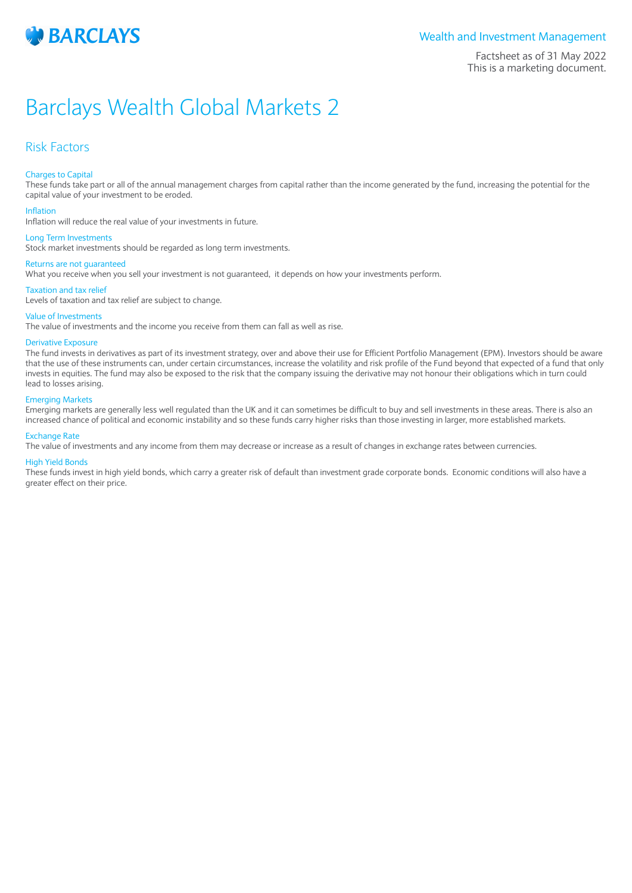Wealth and Investment Management

Factsheet as of 31 May 2022
This is a marketing document.

# Barclays Wealth Global Markets 2

## Risk Factors

### Charges to Capital
These funds take part or all of the annual management charges from capital rather than the income generated by the fund, increasing the potential for the capital value of your investment to be eroded.

### Inflation
Inflation will reduce the real value of your investments in future.

### Long Term Investments
Stock market investments should be regarded as long term investments.

### Returns are not guaranteed
What you receive when you sell your investment is not guaranteed, it depends on how your investments perform.

### Taxation and tax relief
Levels of taxation and tax relief are subject to change.

### Value of Investments
The value of investments and the income you receive from them can fall as well as rise.

### Derivative Exposure
The fund invests in derivatives as part of its investment strategy, over and above their use for Efficient Portfolio Management (EPM). Investors should be aware that the use of these instruments can, under certain circumstances, increase the volatility and risk profile of the Fund beyond that expected of a fund that only invests in equities. The fund may also be exposed to the risk that the company issuing the derivative may not honour their obligations which in turn could lead to losses arising.

### Emerging Markets
Emerging markets are generally less well regulated than the UK and it can sometimes be difficult to buy and sell investments in these areas. There is also an increased chance of political and economic instability and so these funds carry higher risks than those investing in larger, more established markets.

### Exchange Rate
The value of investments and any income from them may decrease or increase as a result of changes in exchange rates between currencies.

### High Yield Bonds
These funds invest in high yield bonds, which carry a greater risk of default than investment grade corporate bonds. Economic conditions will also have a greater effect on their price.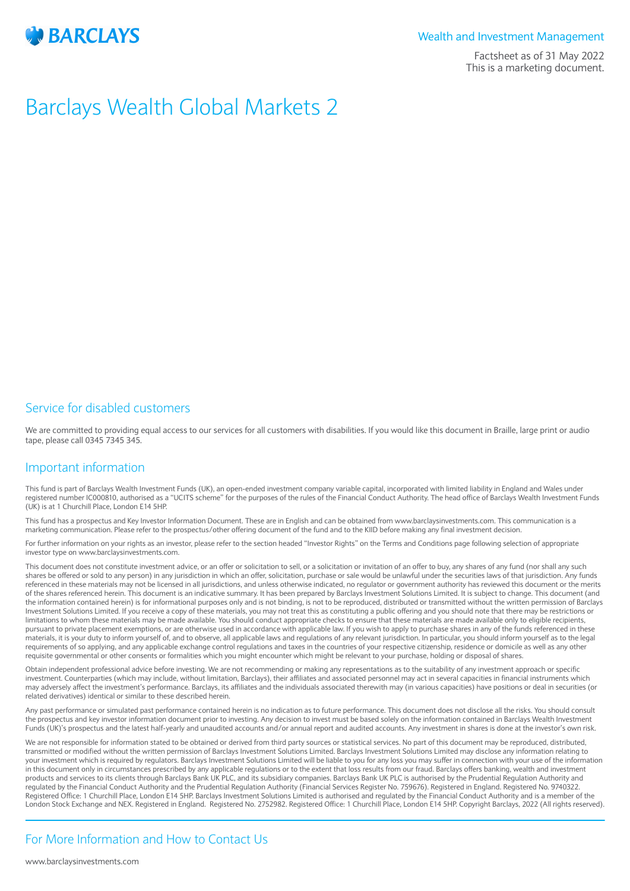Wealth and Investment Management

Factsheet as of 31 May 2022
This is a marketing document.

# Barclays Wealth Global Markets 2

## Service for disabled customers

We are committed to providing equal access to our services for all customers with disabilities. If you would like this document in Braille, large print or audio tape, please call 0345 7345 345.

## Important information

This fund is part of Barclays Wealth Investment Funds (UK), an open-ended investment company variable capital, incorporated with limited liability in England and Wales under registered number IC000810, authorised as a "UCITS scheme" for the purposes of the rules of the Financial Conduct Authority. The head office of Barclays Wealth Investment Funds (UK) is at 1 Churchill Place, London E14 5HP.

This fund has a prospectus and Key Investor Information Document. These are in English and can be obtained from www.barclaysinvestments.com. This communication is a marketing communication. Please refer to the prospectus/other offering document of the fund and to the KIID before making any final investment decision.

For further information on your rights as an investor, please refer to the section headed "Investor Rights" on the Terms and Conditions page following selection of appropriate investor type on www.barclaysinvestments.com.

This document does not constitute investment advice, or an offer or solicitation to sell, or a solicitation or invitation of an offer to buy, any shares of any fund (nor shall any such shares be offered or sold to any person) in any jurisdiction in which an offer, solicitation, purchase or sale would be unlawful under the securities laws of that jurisdiction. Any funds referenced in these materials may not be licensed in all jurisdictions, and unless otherwise indicated, no regulator or government authority has reviewed this document or the merits of the shares referenced herein. This document is an indicative summary. It has been prepared by Barclays Investment Solutions Limited. It is subject to change. This document (and the information contained herein) is for informational purposes only and is not binding, is not to be reproduced, distributed or transmitted without the written permission of Barclays Investment Solutions Limited. If you receive a copy of these materials, you may not treat this as constituting a public offering and you should note that there may be restrictions or limitations to whom these materials may be made available. You should conduct appropriate checks to ensure that these materials are made available only to eligible recipients, pursuant to private placement exemptions, or are otherwise used in accordance with applicable law. If you wish to apply to purchase shares in any of the funds referenced in these materials, it is your duty to inform yourself of, and to observe, all applicable laws and regulations of any relevant jurisdiction. In particular, you should inform yourself as to the legal requirements of so applying, and any applicable exchange control regulations and taxes in the countries of your respective citizenship, residence or domicile as well as any other requisite governmental or other consents or formalities which you might encounter which might be relevant to your purchase, holding or disposal of shares.

Obtain independent professional advice before investing. We are not recommending or making any representations as to the suitability of any investment approach or specific investment. Counterparties (which may include, without limitation, Barclays), their affiliates and associated personnel may act in several capacities in financial instruments which may adversely affect the investment's performance. Barclays, its affiliates and the individuals associated therewith may (in various capacities) have positions or deal in securities (or related derivatives) identical or similar to these described herein.

Any past performance or simulated past performance contained herein is no indication as to future performance. This document does not disclose all the risks. You should consult the prospectus and key investor information document prior to investing. Any decision to invest must be based solely on the information contained in Barclays Wealth Investment Funds (UK)'s prospectus and the latest half-yearly and unaudited accounts and/or annual report and audited accounts. Any investment in shares is done at the investor's own risk.

We are not responsible for information stated to be obtained or derived from third party sources or statistical services. No part of this document may be reproduced, distributed, transmitted or modified without the written permission of Barclays Investment Solutions Limited. Barclays Investment Solutions Limited may disclose any information relating to your investment which is required by regulators. Barclays Investment Solutions Limited will be liable to you for any loss you may suffer in connection with your use of the information in this document only in circumstances prescribed by any applicable regulations or to the extent that loss results from our fraud. Barclays offers banking, wealth and investment products and services to its clients through Barclays Bank UK PLC, and its subsidiary companies. Barclays Bank UK PLC is authorised by the Prudential Regulation Authority and regulated by the Financial Conduct Authority and the Prudential Regulation Authority (Financial Services Register No. 759676). Registered in England. Registered No. 9740322. Registered Office: 1 Churchill Place, London E14 5HP. Barclays Investment Solutions Limited is authorised and regulated by the Financial Conduct Authority and is a member of the London Stock Exchange and NEX. Registered in England. Registered No. 2752982. Registered Office: 1 Churchill Place, London E14 5HP. Copyright Barclays, 2022 (All rights reserved).

## For More Information and How to Contact Us

www.barclaysinvestments.com